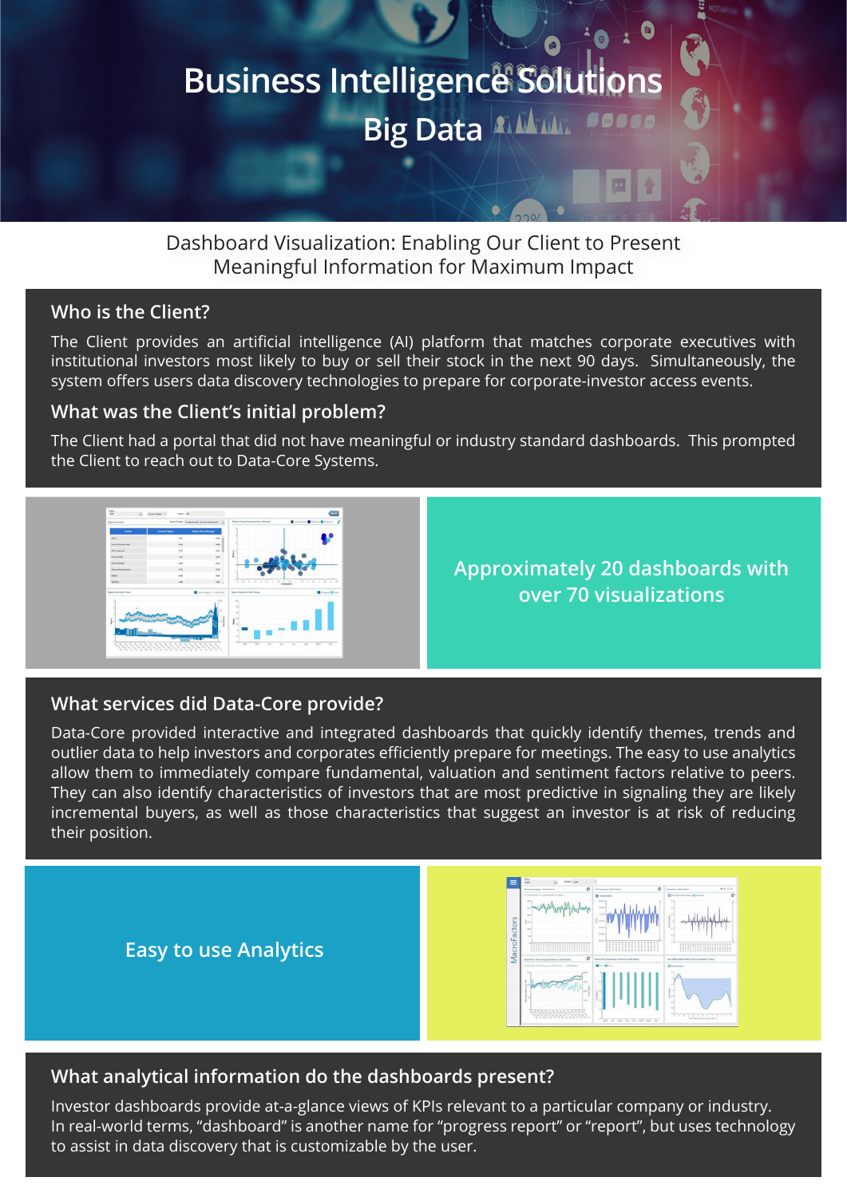# Business Intelligence Solutions

## Big Data

Dashboard Visualization: Enabling Our Client to Present Meaningful Information for Maximum Impact

### Who is the Client?

The Client provides an artificial intelligence (AI) platform that matches corporate executives with institutional investors most likely to buy or sell their stock in the next 90 days. Simultaneously, the system offers users data discovery technologies to prepare for corporate-investor access events.

### What was the Client's initial problem?

The Client had a portal that did not have meaningful or industry standard dashboards. This prompted the Client to reach out to Data-Core Systems.

**Approximately 20 dashboards with over 70 visualizations**

### What services did Data-Core provide?

Data-Core provided interactive and integrated dashboards that quickly identify themes, trends and outlier data to help investors and corporates efficiently prepare for meetings. The easy to use analytics allow them to immediately compare fundamental, valuation and sentiment factors relative to peers. They can also identify characteristics of investors that are most predictive in signaling they are likely incremental buyers, as well as those characteristics that suggest an investor is at risk of reducing their position.

**Easy to use Analytics**

### What analytical information do the dashboards present?

Investor dashboards provide at-a-glance views of KPIs relevant to a particular company or industry. In real-world terms, "dashboard" is another name for "progress report" or "report", but uses technology to assist in data discovery that is customizable by the user.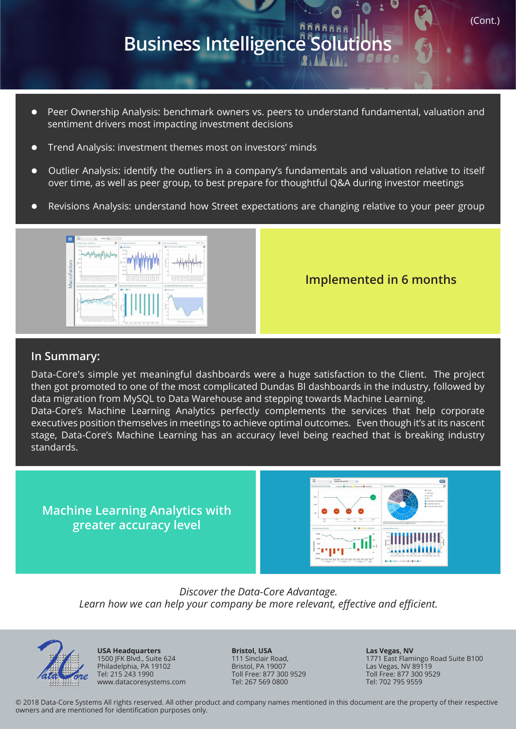# Business Intelligence Solutions

(Cont.)

- Peer Ownership Analysis: benchmark owners vs. peers to understand fundamental, valuation and sentiment drivers most impacting investment decisions
- Trend Analysis: investment themes most on investors' minds
- Outlier Analysis: identify the outliers in a company's fundamentals and valuation relative to itself over time, as well as peer group, to best prepare for thoughtful Q&A during investor meetings
- Revisions Analysis: understand how Street expectations are changing relative to your peer group

**Implemented in 6 months**

## In Summary:

Data-Core's simple yet meaningful dashboards were a huge satisfaction to the Client. The project then got promoted to one of the most complicated Dundas BI dashboards in the industry, followed by data migration from MySQL to Data Warehouse and stepping towards Machine Learning.
Data-Core's Machine Learning Analytics perfectly complements the services that help corporate executives position themselves in meetings to achieve optimal outcomes. Even though it's at its nascent stage, Data-Core's Machine Learning has an accuracy level being reached that is breaking industry standards.

**Machine Learning Analytics with greater accuracy level**

*Discover the Data-Core Advantage.*
*Learn how we can help your company be more relevant, effective and efficient.*

**USA Headquarters**
1500 JFK Blvd., Suite 624
Philadelphia, PA 19102
Tel: 215 243 1990
www.datacoresystems.com

**Bristol, USA**
111 Sinclair Road,
Bristol, PA 19007
Toll Free: 877 300 9529
Tel: 267 569 0800

**Las Vegas, NV**
1771 East Flamingo Road Suite B100
Las Vegas, NV 89119
Toll Free: 877 300 9529
Tel: 702 795 9559

© 2018 Data-Core Systems All rights reserved. All other product and company names mentioned in this document are the property of their respective owners and are mentioned for identification purposes only.